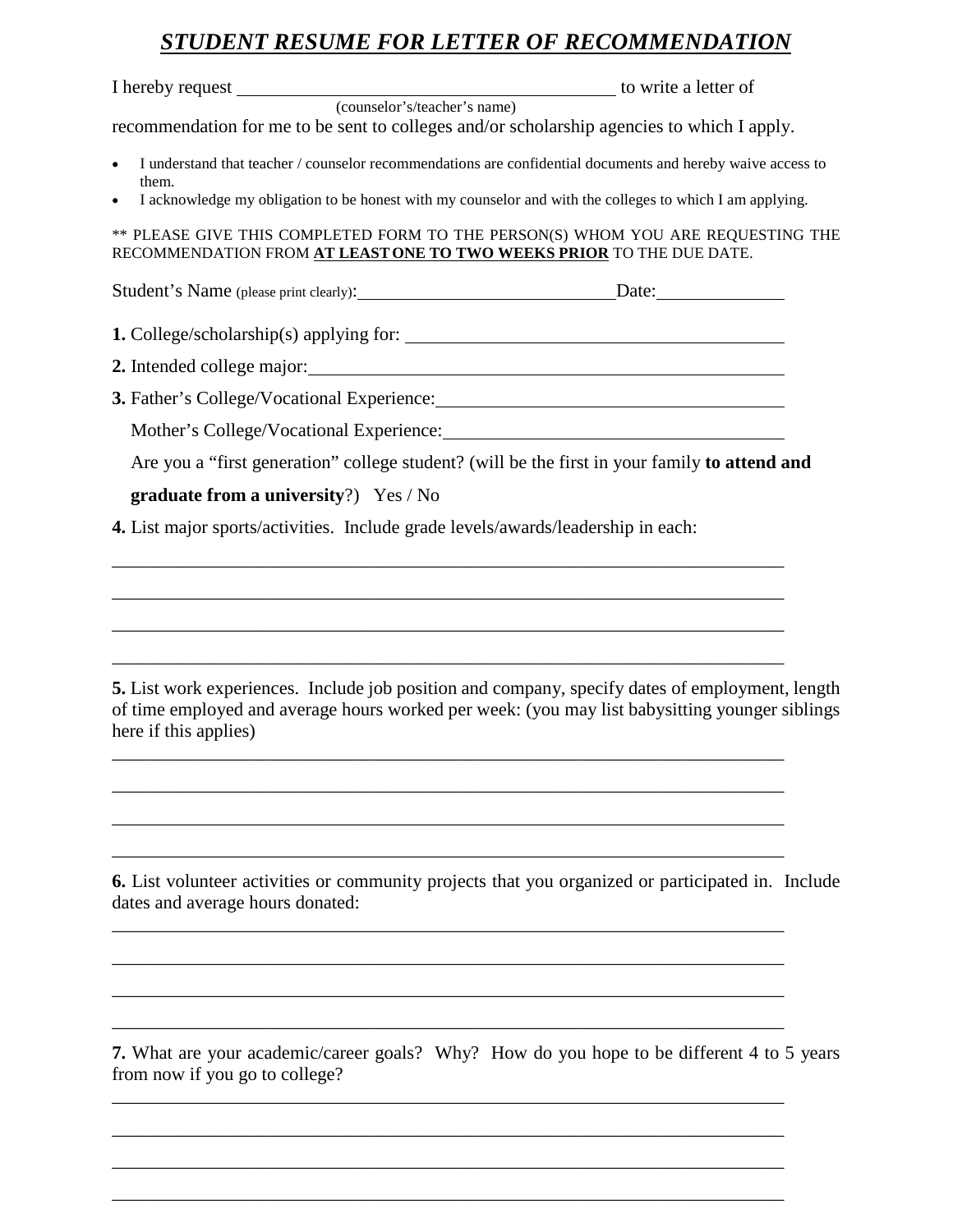# ***STUDENT RESUME FOR LETTER OF RECOMMENDATION***

I hereby request ________________________________________ to write a letter of
(counselor's/teacher's name)
recommendation for me to be sent to colleges and/or scholarship agencies to which I apply.

- I understand that teacher / counselor recommendations are confidential documents and hereby waive access to them.
- I acknowledge my obligation to be honest with my counselor and with the colleges to which I am applying.

** PLEASE GIVE THIS COMPLETED FORM TO THE PERSON(S) WHOM YOU ARE REQUESTING THE RECOMMENDATION FROM **AT LEAST ONE TO TWO WEEKS PRIOR** TO THE DUE DATE.

Student's Name (please print clearly):____________________________Date:______________

**1.** College/scholarship(s) applying for: ________________________________________

**2.** Intended college major:________________________________________________

**3.** Father's College/Vocational Experience:_____________________________________

Mother's College/Vocational Experience:____________________________________

Are you a "first generation" college student? (will be the first in your family **to attend and graduate from a university**?) Yes / No

**4.** List major sports/activities. Include grade levels/awards/leadership in each:

___________________________________________________________________________

___________________________________________________________________________

___________________________________________________________________________

___________________________________________________________________________

**5.** List work experiences. Include job position and company, specify dates of employment, length of time employed and average hours worked per week: (you may list babysitting younger siblings here if this applies)

___________________________________________________________________________

___________________________________________________________________________

___________________________________________________________________________

___________________________________________________________________________

**6.** List volunteer activities or community projects that you organized or participated in. Include dates and average hours donated:

___________________________________________________________________________

___________________________________________________________________________

___________________________________________________________________________

___________________________________________________________________________

**7.** What are your academic/career goals? Why? How do you hope to be different 4 to 5 years from now if you go to college?

___________________________________________________________________________

___________________________________________________________________________

___________________________________________________________________________

___________________________________________________________________________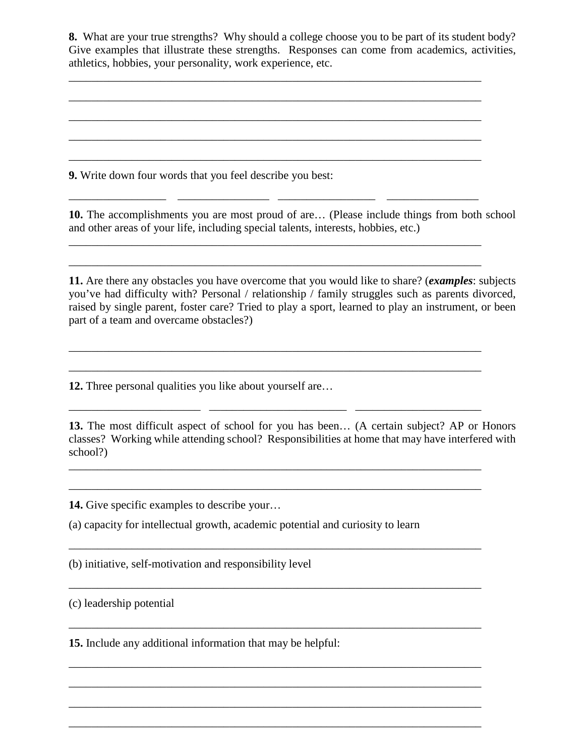**8.** What are your true strengths? Why should a college choose you to be part of its student body? Give examples that illustrate these strengths. Responses can come from academics, activities, athletics, hobbies, your personality, work experience, etc.

______________________________________________________________________

______________________________________________________________________

______________________________________________________________________

______________________________________________________________________

______________________________________________________________________

**9.** Write down four words that you feel describe you best:

_______________ _______________ _______________ _______________

**10.** The accomplishments you are most proud of are… (Please include things from both school and other areas of your life, including special talents, interests, hobbies, etc.)

______________________________________________________________________

______________________________________________________________________

**11.** Are there any obstacles you have overcome that you would like to share? (***examples***: subjects you've had difficulty with? Personal / relationship / family struggles such as parents divorced, raised by single parent, foster care? Tried to play a sport, learned to play an instrument, or been part of a team and overcame obstacles?)

______________________________________________________________________

______________________________________________________________________

**12.** Three personal qualities you like about yourself are…

____________________ ____________________ ____________________

**13.** The most difficult aspect of school for you has been… (A certain subject? AP or Honors classes? Working while attending school? Responsibilities at home that may have interfered with school?)

______________________________________________________________________

______________________________________________________________________

**14.** Give specific examples to describe your…

(a) capacity for intellectual growth, academic potential and curiosity to learn

______________________________________________________________________

(b) initiative, self-motivation and responsibility level

______________________________________________________________________

(c) leadership potential

______________________________________________________________________

**15.** Include any additional information that may be helpful:

______________________________________________________________________

______________________________________________________________________

______________________________________________________________________

______________________________________________________________________